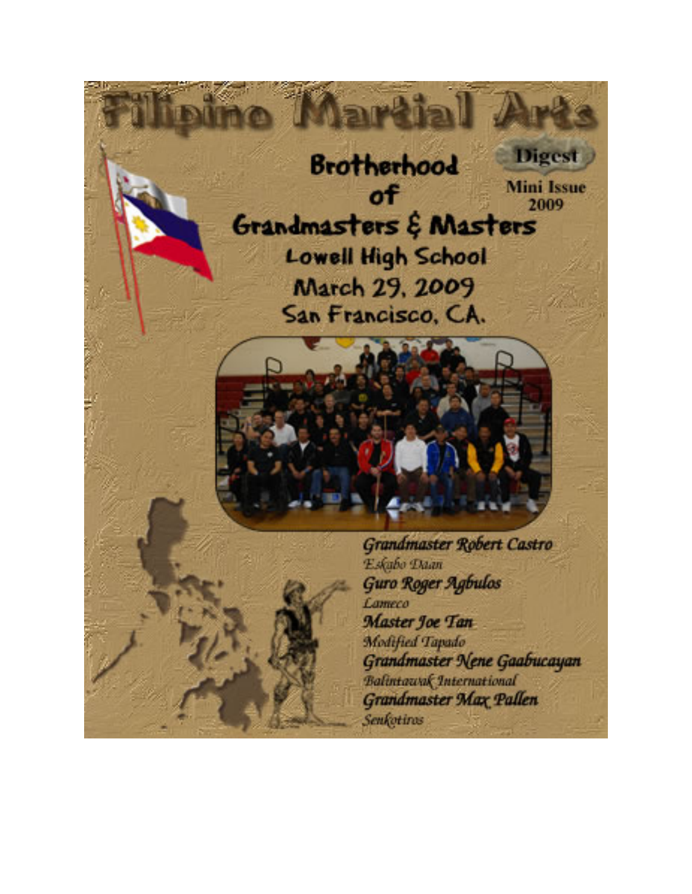# Filipino Martial Arts

**Digest**

**Mini Issue 2009**

## Brotherhood of Grandmasters & Masters

**Lowell High School**
**March 29, 2009**
**San Francisco, CA.**

***Grandmaster Robert Castro***
*Eskabo Daan*

***Guro Roger Agbulos***
*Lameco*

***Master Joe Tan***
*Modified Tapado*

***Grandmaster Nene Gaabucayan***
*Balintawak International*

***Grandmaster Max Pallen***
*Senkotiros*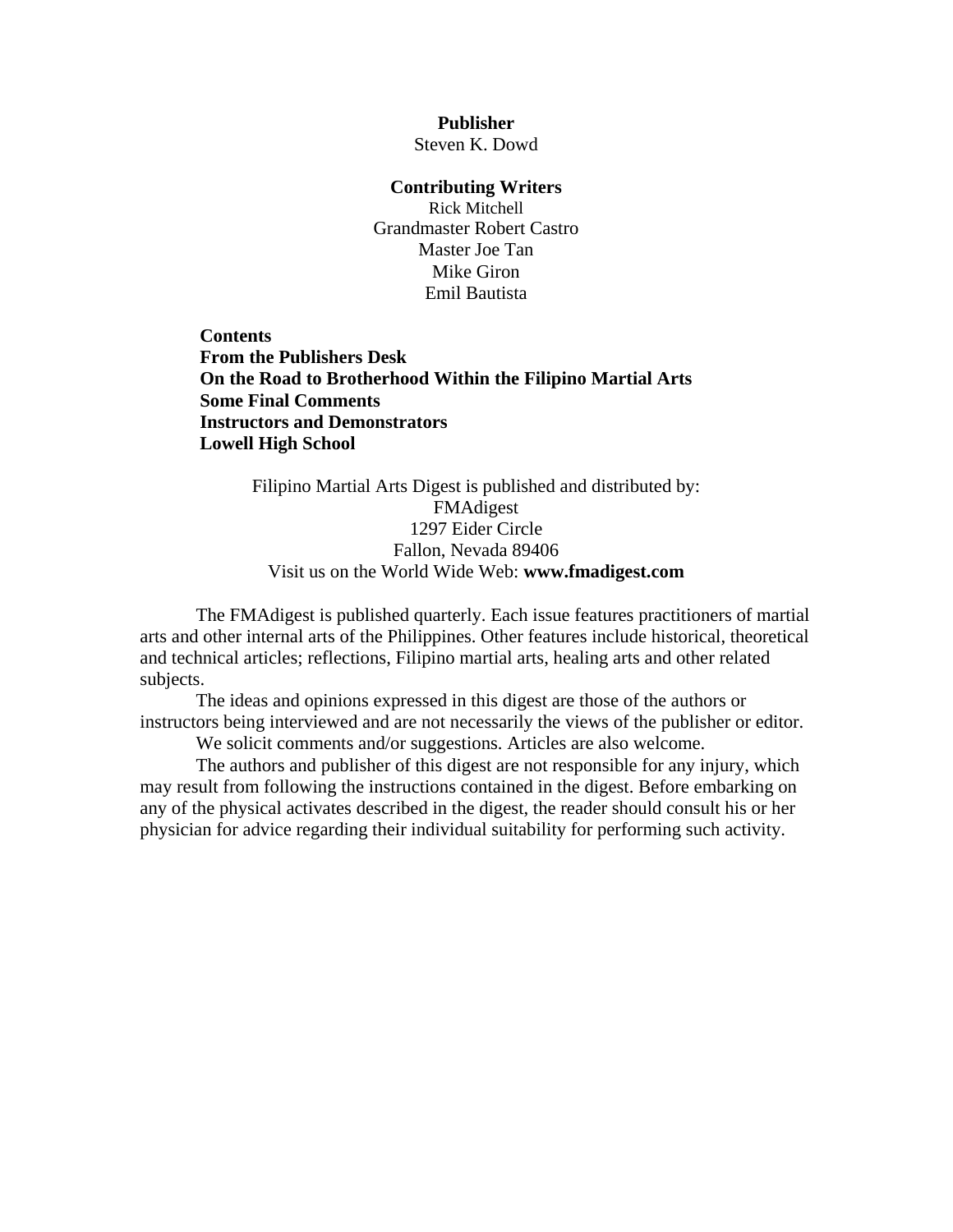**Publisher**
Steven K. Dowd

**Contributing Writers**
Rick Mitchell
Grandmaster Robert Castro
Master Joe Tan
Mike Giron
Emil Bautista

**Contents**
**From the Publishers Desk**
**On the Road to Brotherhood Within the Filipino Martial Arts**
**Some Final Comments**
**Instructors and Demonstrators**
**Lowell High School**

Filipino Martial Arts Digest is published and distributed by:
FMAdigest
1297 Eider Circle
Fallon, Nevada 89406
Visit us on the World Wide Web: **www.fmadigest.com**

The FMAdigest is published quarterly. Each issue features practitioners of martial arts and other internal arts of the Philippines. Other features include historical, theoretical and technical articles; reflections, Filipino martial arts, healing arts and other related subjects.

The ideas and opinions expressed in this digest are those of the authors or instructors being interviewed and are not necessarily the views of the publisher or editor.

We solicit comments and/or suggestions. Articles are also welcome.

The authors and publisher of this digest are not responsible for any injury, which may result from following the instructions contained in the digest. Before embarking on any of the physical activates described in the digest, the reader should consult his or her physician for advice regarding their individual suitability for performing such activity.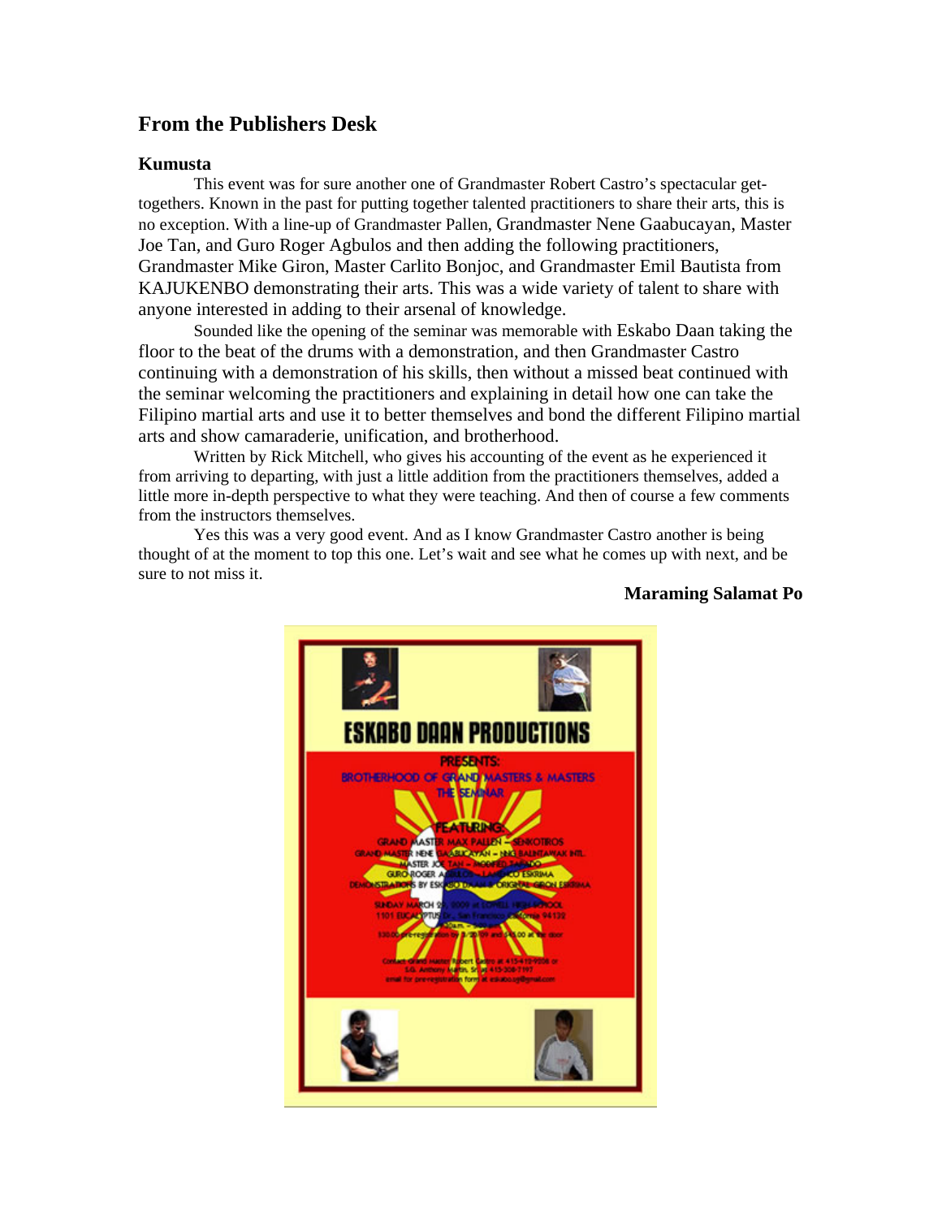## From the Publishers Desk

**Kumusta**

This event was for sure another one of Grandmaster Robert Castro's spectacular get-togethers. Known in the past for putting together talented practitioners to share their arts, this is no exception. With a line-up of Grandmaster Pallen, Grandmaster Nene Gaabucayan, Master Joe Tan, and Guro Roger Agbulos and then adding the following practitioners, Grandmaster Mike Giron, Master Carlito Bonjoc, and Grandmaster Emil Bautista from KAJUKENBO demonstrating their arts. This was a wide variety of talent to share with anyone interested in adding to their arsenal of knowledge.

Sounded like the opening of the seminar was memorable with Eskabo Daan taking the floor to the beat of the drums with a demonstration, and then Grandmaster Castro continuing with a demonstration of his skills, then without a missed beat continued with the seminar welcoming the practitioners and explaining in detail how one can take the Filipino martial arts and use it to better themselves and bond the different Filipino martial arts and show camaraderie, unification, and brotherhood.

Written by Rick Mitchell, who gives his accounting of the event as he experienced it from arriving to departing, with just a little addition from the practitioners themselves, added a little more in-depth perspective to what they were teaching. And then of course a few comments from the instructors themselves.

Yes this was a very good event. And as I know Grandmaster Castro another is being thought of at the moment to top this one. Let's wait and see what he comes up with next, and be sure to not miss it.

**Maraming Salamat Po**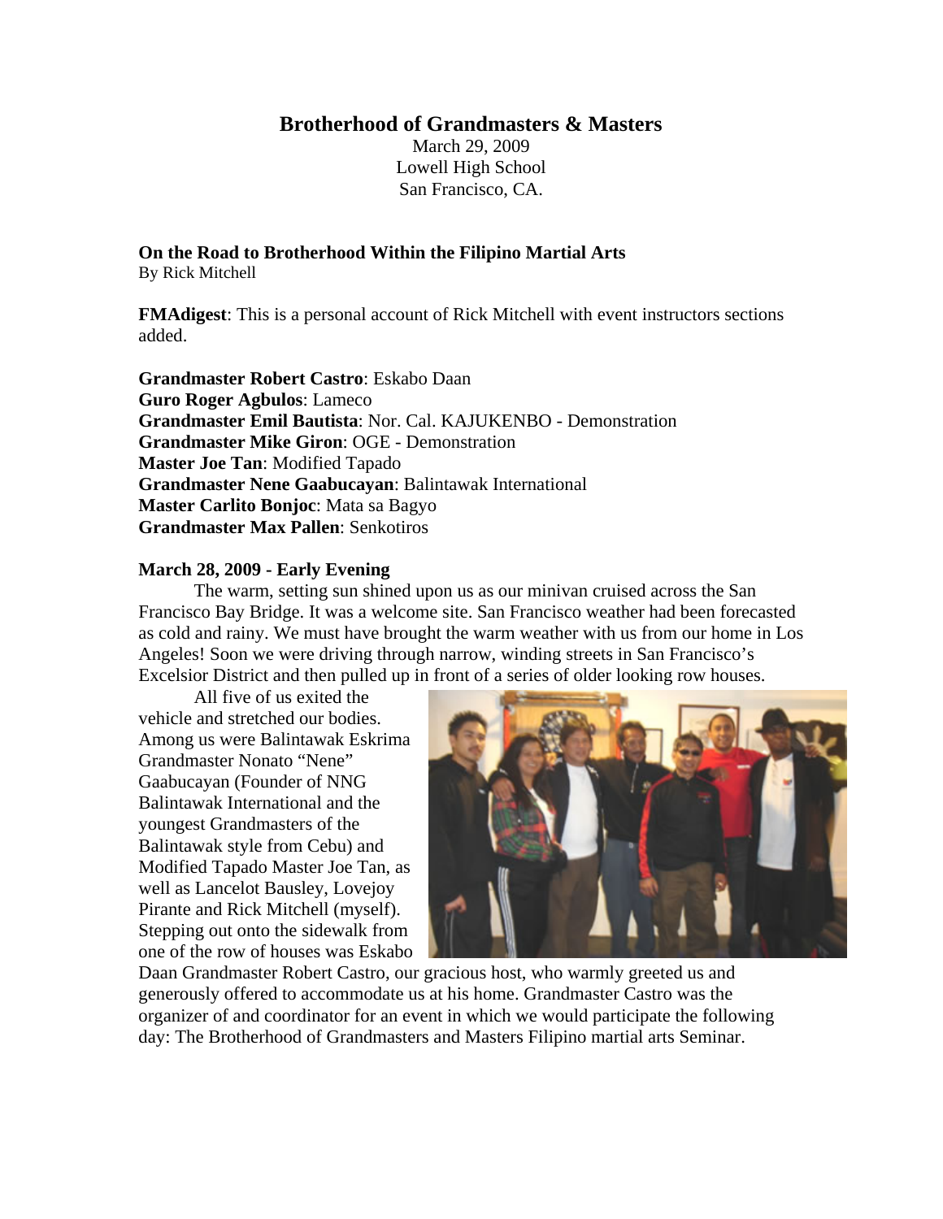## Brotherhood of Grandmasters & Masters

March 29, 2009
Lowell High School
San Francisco, CA.

**On the Road to Brotherhood Within the Filipino Martial Arts**
By Rick Mitchell

**FMAdigest**: This is a personal account of Rick Mitchell with event instructors sections added.

**Grandmaster Robert Castro**: Eskabo Daan
**Guro Roger Agbulos**: Lameco
**Grandmaster Emil Bautista**: Nor. Cal. KAJUKENBO - Demonstration
**Grandmaster Mike Giron**: OGE - Demonstration
**Master Joe Tan**: Modified Tapado
**Grandmaster Nene Gaabucayan**: Balintawak International
**Master Carlito Bonjoc**: Mata sa Bagyo
**Grandmaster Max Pallen**: Senkotiros

**March 28, 2009 - Early Evening**

The warm, setting sun shined upon us as our minivan cruised across the San Francisco Bay Bridge. It was a welcome site. San Francisco weather had been forecasted as cold and rainy. We must have brought the warm weather with us from our home in Los Angeles! Soon we were driving through narrow, winding streets in San Francisco's Excelsior District and then pulled up in front of a series of older looking row houses.

All five of us exited the vehicle and stretched our bodies. Among us were Balintawak Eskrima Grandmaster Nonato "Nene" Gaabucayan (Founder of NNG Balintawak International and the youngest Grandmasters of the Balintawak style from Cebu) and Modified Tapado Master Joe Tan, as well as Lancelot Bausley, Lovejoy Pirante and Rick Mitchell (myself). Stepping out onto the sidewalk from one of the row of houses was Eskabo Daan Grandmaster Robert Castro, our gracious host, who warmly greeted us and generously offered to accommodate us at his home. Grandmaster Castro was the organizer of and coordinator for an event in which we would participate the following day: The Brotherhood of Grandmasters and Masters Filipino martial arts Seminar.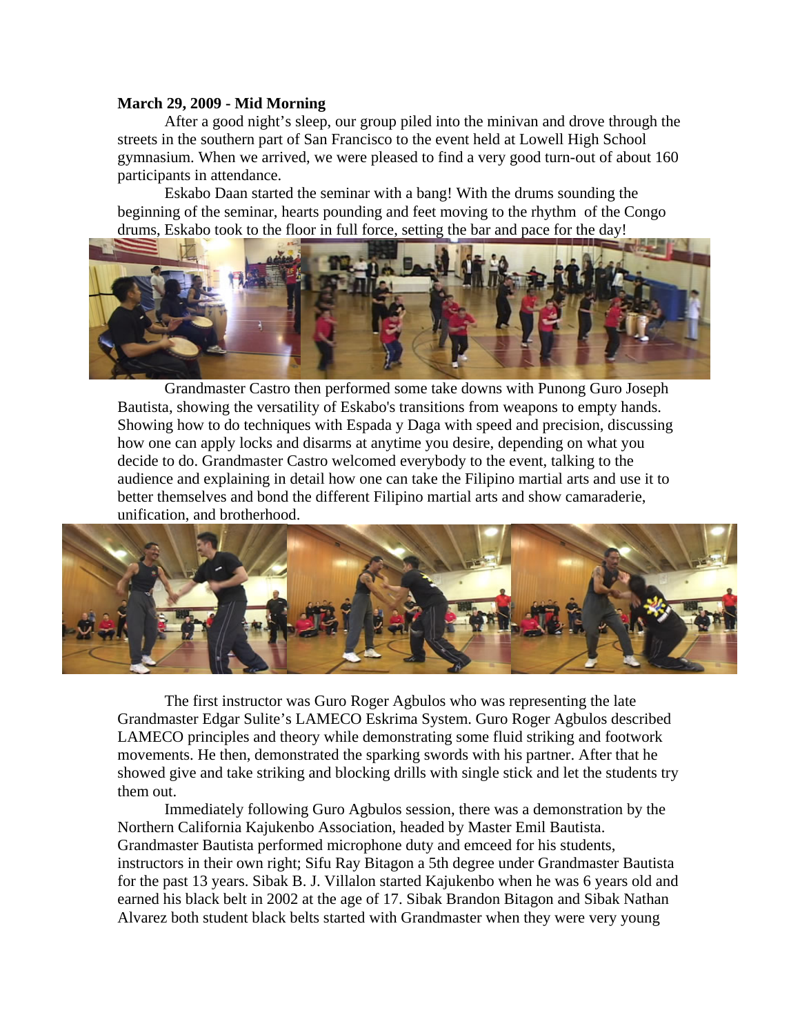**March 29, 2009 - Mid Morning**

After a good night's sleep, our group piled into the minivan and drove through the streets in the southern part of San Francisco to the event held at Lowell High School gymnasium. When we arrived, we were pleased to find a very good turn-out of about 160 participants in attendance.

Eskabo Daan started the seminar with a bang! With the drums sounding the beginning of the seminar, hearts pounding and feet moving to the rhythm of the Congo drums, Eskabo took to the floor in full force, setting the bar and pace for the day!

Grandmaster Castro then performed some take downs with Punong Guro Joseph Bautista, showing the versatility of Eskabo's transitions from weapons to empty hands. Showing how to do techniques with Espada y Daga with speed and precision, discussing how one can apply locks and disarms at anytime you desire, depending on what you decide to do. Grandmaster Castro welcomed everybody to the event, talking to the audience and explaining in detail how one can take the Filipino martial arts and use it to better themselves and bond the different Filipino martial arts and show camaraderie, unification, and brotherhood.

The first instructor was Guro Roger Agbulos who was representing the late Grandmaster Edgar Sulite's LAMECO Eskrima System. Guro Roger Agbulos described LAMECO principles and theory while demonstrating some fluid striking and footwork movements. He then, demonstrated the sparking swords with his partner. After that he showed give and take striking and blocking drills with single stick and let the students try them out.

Immediately following Guro Agbulos session, there was a demonstration by the Northern California Kajukenbo Association, headed by Master Emil Bautista. Grandmaster Bautista performed microphone duty and emceed for his students, instructors in their own right; Sifu Ray Bitagon a 5th degree under Grandmaster Bautista for the past 13 years. Sibak B. J. Villalon started Kajukenbo when he was 6 years old and earned his black belt in 2002 at the age of 17. Sibak Brandon Bitagon and Sibak Nathan Alvarez both student black belts started with Grandmaster when they were very young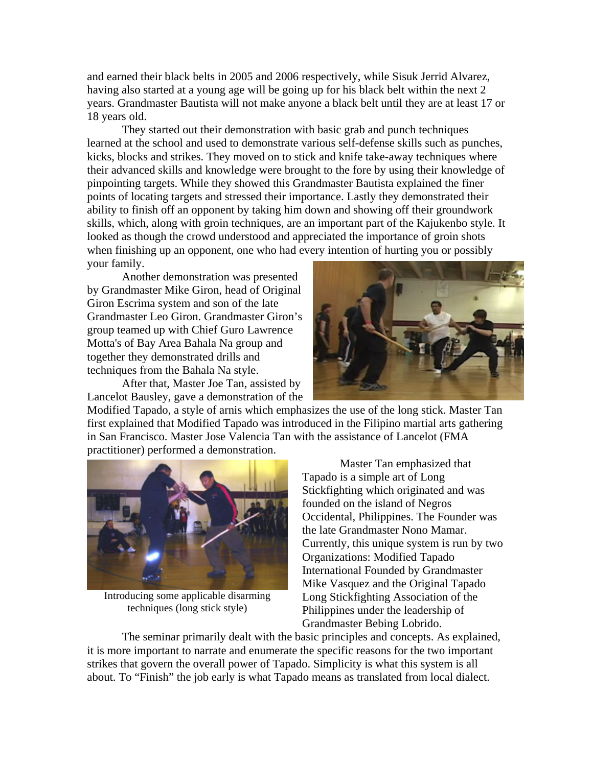and earned their black belts in 2005 and 2006 respectively, while Sisuk Jerrid Alvarez, having also started at a young age will be going up for his black belt within the next 2 years. Grandmaster Bautista will not make anyone a black belt until they are at least 17 or 18 years old.

They started out their demonstration with basic grab and punch techniques learned at the school and used to demonstrate various self-defense skills such as punches, kicks, blocks and strikes. They moved on to stick and knife take-away techniques where their advanced skills and knowledge were brought to the fore by using their knowledge of pinpointing targets. While they showed this Grandmaster Bautista explained the finer points of locating targets and stressed their importance. Lastly they demonstrated their ability to finish off an opponent by taking him down and showing off their groundwork skills, which, along with groin techniques, are an important part of the Kajukenbo style. It looked as though the crowd understood and appreciated the importance of groin shots when finishing up an opponent, one who had every intention of hurting you or possibly your family.

Another demonstration was presented by Grandmaster Mike Giron, head of Original Giron Escrima system and son of the late Grandmaster Leo Giron. Grandmaster Giron's group teamed up with Chief Guro Lawrence Motta's of Bay Area Bahala Na group and together they demonstrated drills and techniques from the Bahala Na style.

After that, Master Joe Tan, assisted by Lancelot Bausley, gave a demonstration of the Modified Tapado, a style of arnis which emphasizes the use of the long stick. Master Tan first explained that Modified Tapado was introduced in the Filipino martial arts gathering in San Francisco. Master Jose Valencia Tan with the assistance of Lancelot (FMA practitioner) performed a demonstration.

Introducing some applicable disarming techniques (long stick style)

Master Tan emphasized that Tapado is a simple art of Long Stickfighting which originated and was founded on the island of Negros Occidental, Philippines. The Founder was the late Grandmaster Nono Mamar. Currently, this unique system is run by two Organizations: Modified Tapado International Founded by Grandmaster Mike Vasquez and the Original Tapado Long Stickfighting Association of the Philippines under the leadership of Grandmaster Bebing Lobrido.

The seminar primarily dealt with the basic principles and concepts. As explained, it is more important to narrate and enumerate the specific reasons for the two important strikes that govern the overall power of Tapado. Simplicity is what this system is all about. To "Finish" the job early is what Tapado means as translated from local dialect.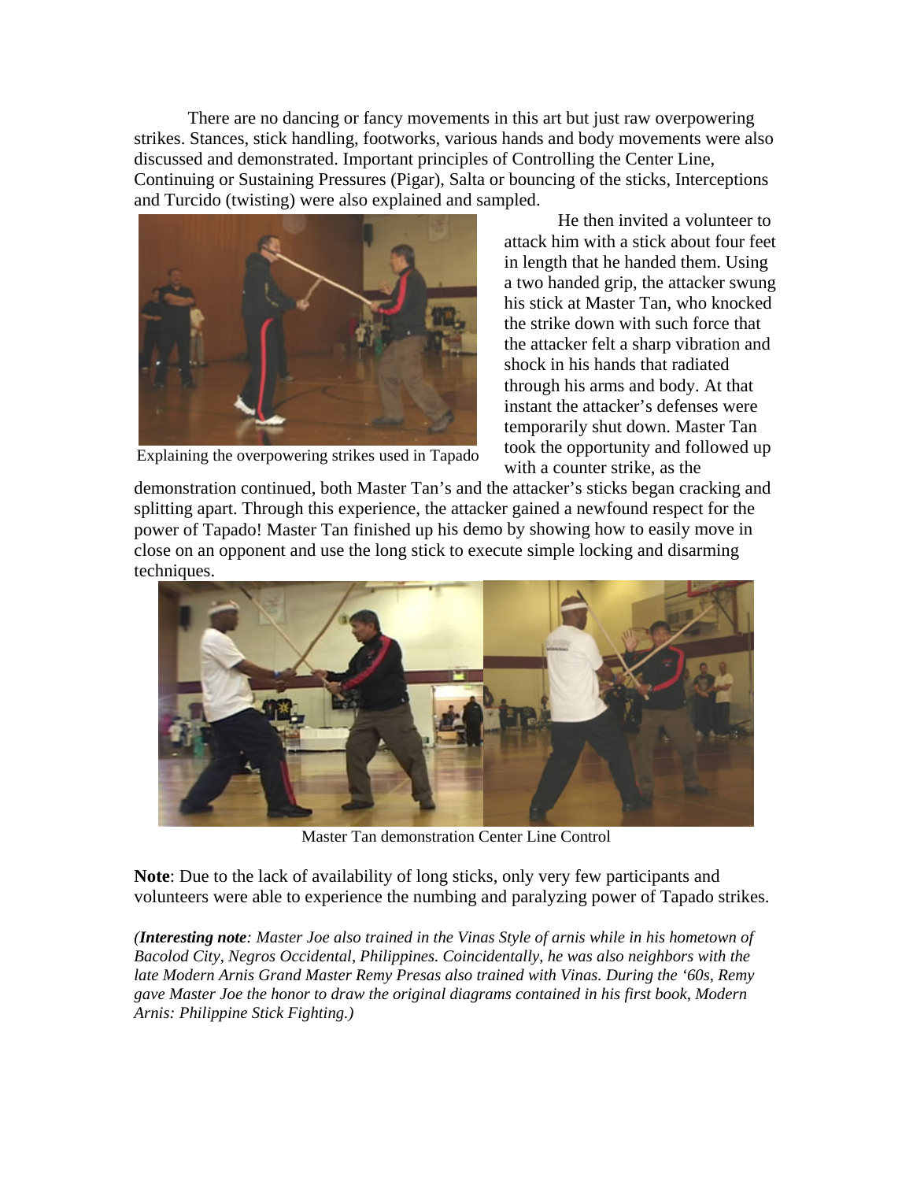There are no dancing or fancy movements in this art but just raw overpowering strikes. Stances, stick handling, footworks, various hands and body movements were also discussed and demonstrated. Important principles of Controlling the Center Line, Continuing or Sustaining Pressures (Pigar), Salta or bouncing of the sticks, Interceptions and Turcido (twisting) were also explained and sampled.

Explaining the overpowering strikes used in Tapado

He then invited a volunteer to attack him with a stick about four feet in length that he handed them. Using a two handed grip, the attacker swung his stick at Master Tan, who knocked the strike down with such force that the attacker felt a sharp vibration and shock in his hands that radiated through his arms and body. At that instant the attacker's defenses were temporarily shut down. Master Tan took the opportunity and followed up with a counter strike, as the demonstration continued, both Master Tan's and the attacker's sticks began cracking and splitting apart. Through this experience, the attacker gained a newfound respect for the power of Tapado! Master Tan finished up his demo by showing how to easily move in close on an opponent and use the long stick to execute simple locking and disarming techniques.

Master Tan demonstration Center Line Control

**Note**: Due to the lack of availability of long sticks, only very few participants and volunteers were able to experience the numbing and paralyzing power of Tapado strikes.

*(**Interesting note**: Master Joe also trained in the Vinas Style of arnis while in his hometown of Bacolod City, Negros Occidental, Philippines. Coincidentally, he was also neighbors with the late Modern Arnis Grand Master Remy Presas also trained with Vinas. During the '60s, Remy gave Master Joe the honor to draw the original diagrams contained in his first book, Modern Arnis: Philippine Stick Fighting.)*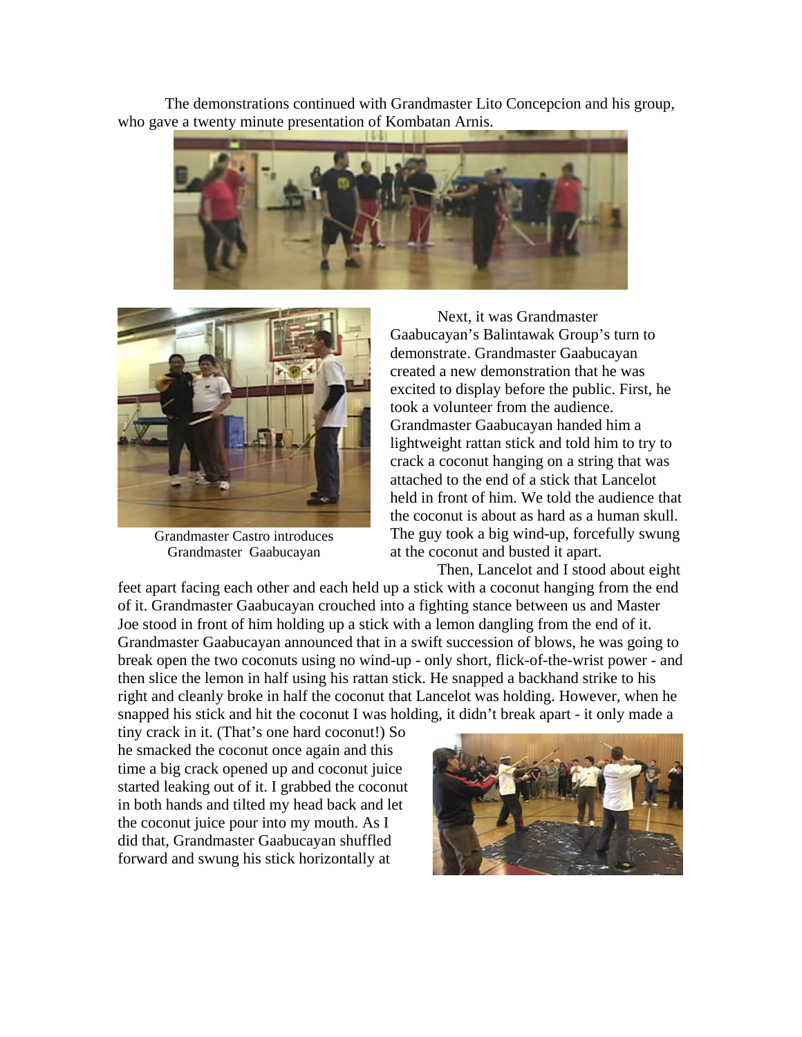The demonstrations continued with Grandmaster Lito Concepcion and his group, who gave a twenty minute presentation of Kombatan Arnis.

Grandmaster Castro introduces Grandmaster Gaabucayan

Next, it was Grandmaster Gaabucayan's Balintawak Group's turn to demonstrate. Grandmaster Gaabucayan created a new demonstration that he was excited to display before the public. First, he took a volunteer from the audience. Grandmaster Gaabucayan handed him a lightweight rattan stick and told him to try to crack a coconut hanging on a string that was attached to the end of a stick that Lancelot held in front of him. We told the audience that the coconut is about as hard as a human skull. The guy took a big wind-up, forcefully swung at the coconut and busted it apart.

Then, Lancelot and I stood about eight feet apart facing each other and each held up a stick with a coconut hanging from the end of it. Grandmaster Gaabucayan crouched into a fighting stance between us and Master Joe stood in front of him holding up a stick with a lemon dangling from the end of it. Grandmaster Gaabucayan announced that in a swift succession of blows, he was going to break open the two coconuts using no wind-up - only short, flick-of-the-wrist power - and then slice the lemon in half using his rattan stick. He snapped a backhand strike to his right and cleanly broke in half the coconut that Lancelot was holding. However, when he snapped his stick and hit the coconut I was holding, it didn't break apart - it only made a tiny crack in it. (That's one hard coconut!) So he smacked the coconut once again and this time a big crack opened up and coconut juice started leaking out of it. I grabbed the coconut in both hands and tilted my head back and let the coconut juice pour into my mouth. As I did that, Grandmaster Gaabucayan shuffled forward and swung his stick horizontally at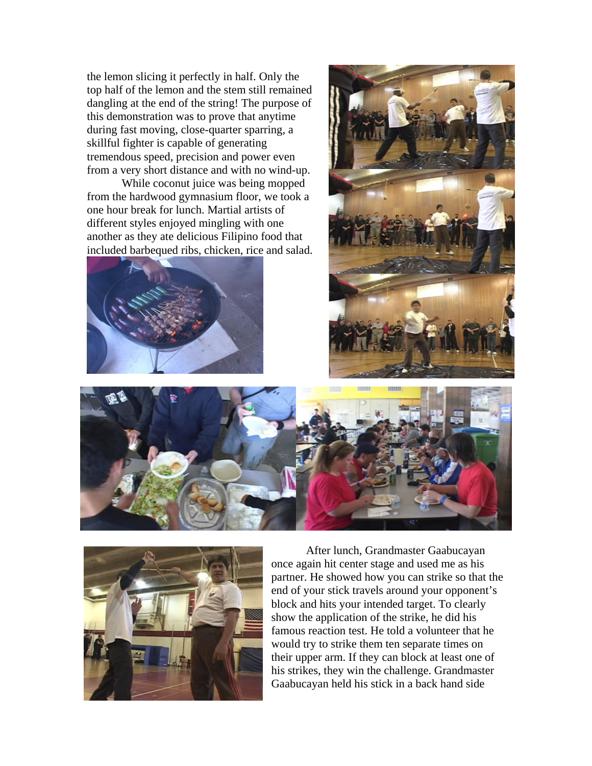the lemon slicing it perfectly in half. Only the top half of the lemon and the stem still remained dangling at the end of the string! The purpose of this demonstration was to prove that anytime during fast moving, close-quarter sparring, a skillful fighter is capable of generating tremendous speed, precision and power even from a very short distance and with no wind-up.

While coconut juice was being mopped from the hardwood gymnasium floor, we took a one hour break for lunch. Martial artists of different styles enjoyed mingling with one another as they ate delicious Filipino food that included barbequed ribs, chicken, rice and salad.

After lunch, Grandmaster Gaabucayan once again hit center stage and used me as his partner. He showed how you can strike so that the end of your stick travels around your opponent's block and hits your intended target. To clearly show the application of the strike, he did his famous reaction test. He told a volunteer that he would try to strike them ten separate times on their upper arm. If they can block at least one of his strikes, they win the challenge. Grandmaster Gaabucayan held his stick in a back hand side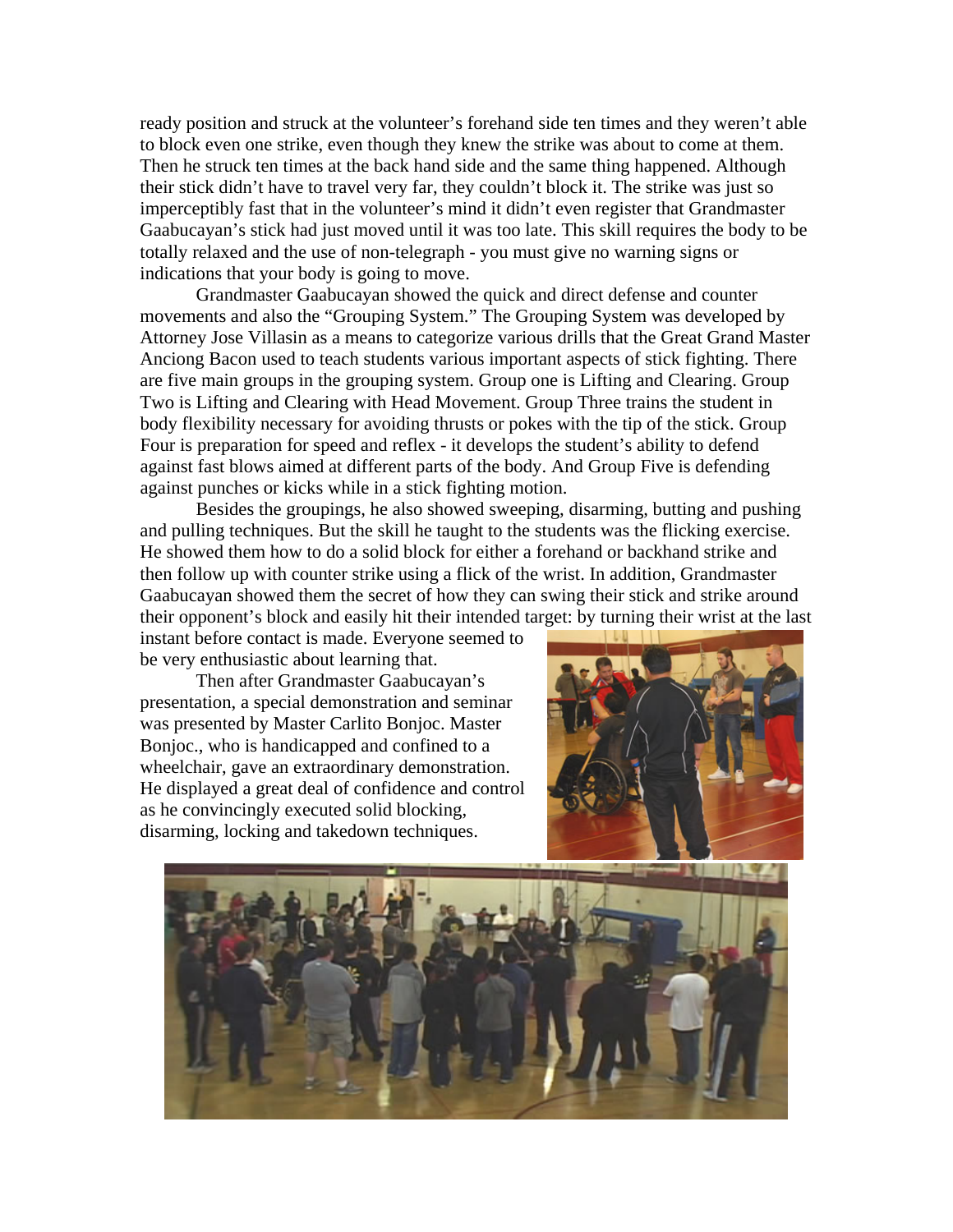ready position and struck at the volunteer's forehand side ten times and they weren't able to block even one strike, even though they knew the strike was about to come at them. Then he struck ten times at the back hand side and the same thing happened. Although their stick didn't have to travel very far, they couldn't block it. The strike was just so imperceptibly fast that in the volunteer's mind it didn't even register that Grandmaster Gaabucayan's stick had just moved until it was too late. This skill requires the body to be totally relaxed and the use of non-telegraph - you must give no warning signs or indications that your body is going to move.

Grandmaster Gaabucayan showed the quick and direct defense and counter movements and also the "Grouping System." The Grouping System was developed by Attorney Jose Villasin as a means to categorize various drills that the Great Grand Master Anciong Bacon used to teach students various important aspects of stick fighting. There are five main groups in the grouping system. Group one is Lifting and Clearing. Group Two is Lifting and Clearing with Head Movement. Group Three trains the student in body flexibility necessary for avoiding thrusts or pokes with the tip of the stick. Group Four is preparation for speed and reflex - it develops the student's ability to defend against fast blows aimed at different parts of the body. And Group Five is defending against punches or kicks while in a stick fighting motion.

Besides the groupings, he also showed sweeping, disarming, butting and pushing and pulling techniques. But the skill he taught to the students was the flicking exercise. He showed them how to do a solid block for either a forehand or backhand strike and then follow up with counter strike using a flick of the wrist. In addition, Grandmaster Gaabucayan showed them the secret of how they can swing their stick and strike around their opponent's block and easily hit their intended target: by turning their wrist at the last instant before contact is made. Everyone seemed to be very enthusiastic about learning that.

Then after Grandmaster Gaabucayan's presentation, a special demonstration and seminar was presented by Master Carlito Bonjoc. Master Bonjoc., who is handicapped and confined to a wheelchair, gave an extraordinary demonstration. He displayed a great deal of confidence and control as he convincingly executed solid blocking, disarming, locking and takedown techniques.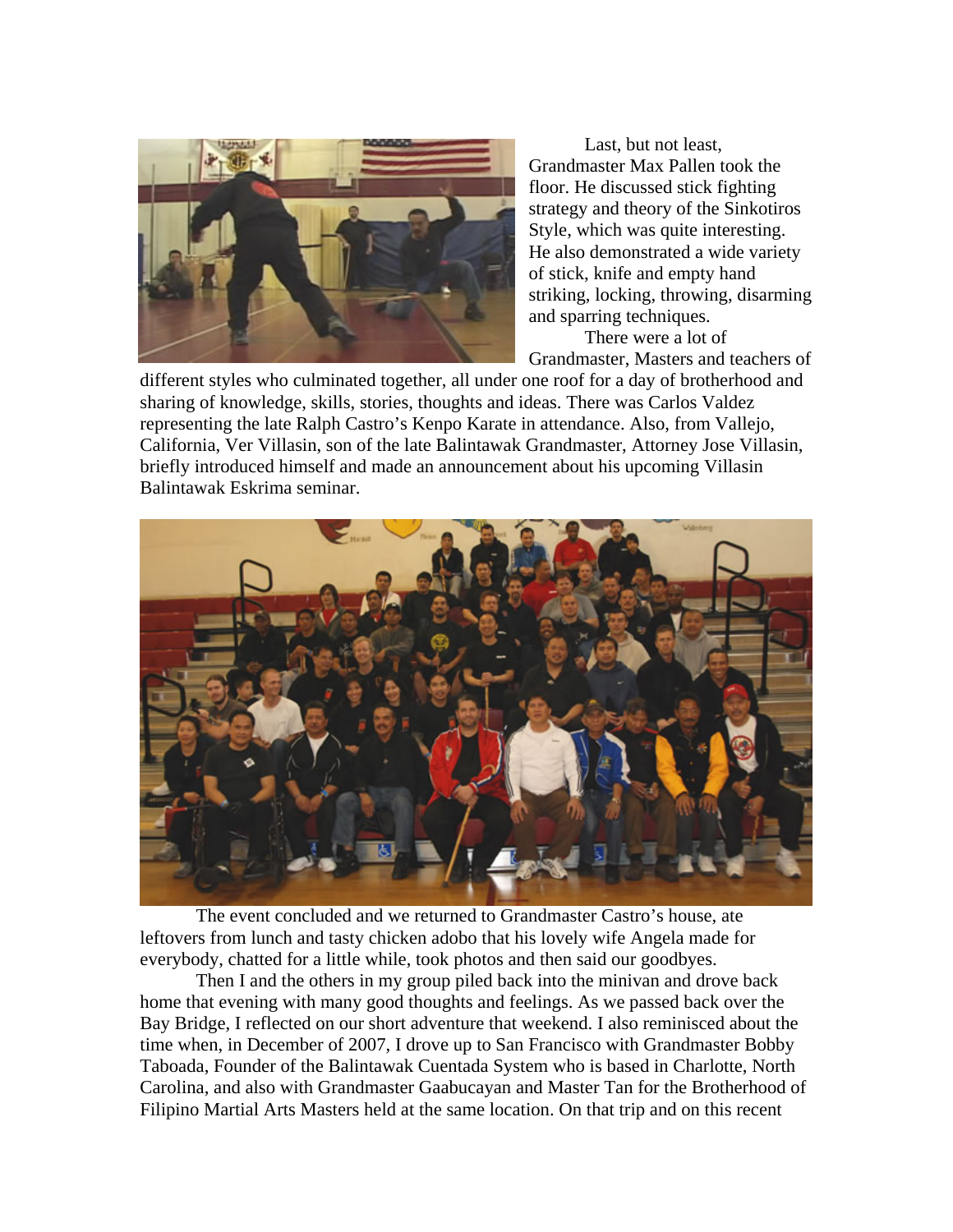Last, but not least, Grandmaster Max Pallen took the floor. He discussed stick fighting strategy and theory of the Sinkotiros Style, which was quite interesting. He also demonstrated a wide variety of stick, knife and empty hand striking, locking, throwing, disarming and sparring techniques.

There were a lot of Grandmaster, Masters and teachers of different styles who culminated together, all under one roof for a day of brotherhood and sharing of knowledge, skills, stories, thoughts and ideas. There was Carlos Valdez representing the late Ralph Castro's Kenpo Karate in attendance. Also, from Vallejo, California, Ver Villasin, son of the late Balintawak Grandmaster, Attorney Jose Villasin, briefly introduced himself and made an announcement about his upcoming Villasin Balintawak Eskrima seminar.

The event concluded and we returned to Grandmaster Castro's house, ate leftovers from lunch and tasty chicken adobo that his lovely wife Angela made for everybody, chatted for a little while, took photos and then said our goodbyes.

Then I and the others in my group piled back into the minivan and drove back home that evening with many good thoughts and feelings. As we passed back over the Bay Bridge, I reflected on our short adventure that weekend. I also reminisced about the time when, in December of 2007, I drove up to San Francisco with Grandmaster Bobby Taboada, Founder of the Balintawak Cuentada System who is based in Charlotte, North Carolina, and also with Grandmaster Gaabucayan and Master Tan for the Brotherhood of Filipino Martial Arts Masters held at the same location. On that trip and on this recent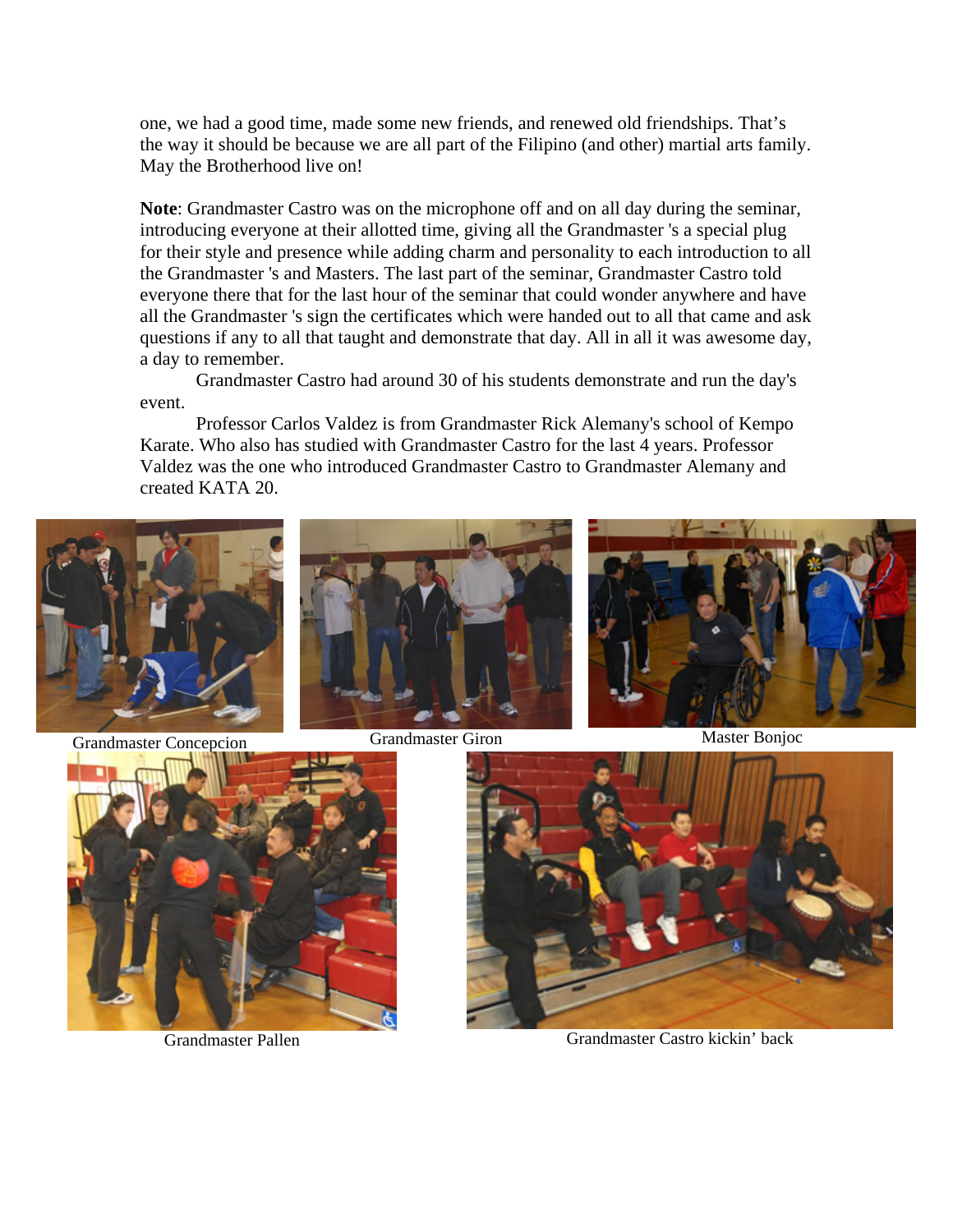one, we had a good time, made some new friends, and renewed old friendships. That's the way it should be because we are all part of the Filipino (and other) martial arts family. May the Brotherhood live on!

**Note**: Grandmaster Castro was on the microphone off and on all day during the seminar, introducing everyone at their allotted time, giving all the Grandmaster 's a special plug for their style and presence while adding charm and personality to each introduction to all the Grandmaster 's and Masters. The last part of the seminar, Grandmaster Castro told everyone there that for the last hour of the seminar that could wonder anywhere and have all the Grandmaster 's sign the certificates which were handed out to all that came and ask questions if any to all that taught and demonstrate that day. All in all it was awesome day, a day to remember.

Grandmaster Castro had around 30 of his students demonstrate and run the day's event.

Professor Carlos Valdez is from Grandmaster Rick Alemany's school of Kempo Karate. Who also has studied with Grandmaster Castro for the last 4 years. Professor Valdez was the one who introduced Grandmaster Castro to Grandmaster Alemany and created KATA 20.

Grandmaster Concepcion

Grandmaster Giron

Master Bonjoc

Grandmaster Pallen

Grandmaster Castro kickin' back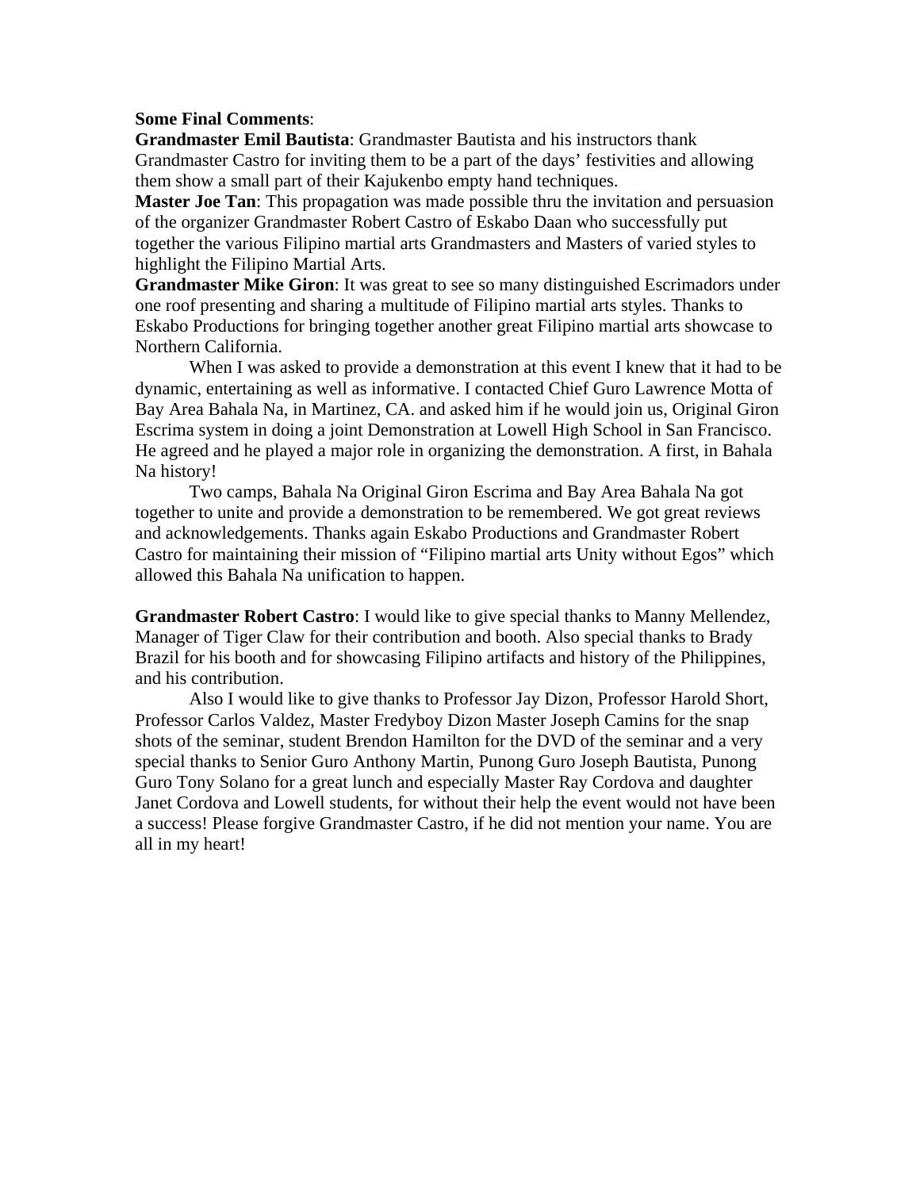**Some Final Comments**:

**Grandmaster Emil Bautista**: Grandmaster Bautista and his instructors thank Grandmaster Castro for inviting them to be a part of the days' festivities and allowing them show a small part of their Kajukenbo empty hand techniques.

**Master Joe Tan**: This propagation was made possible thru the invitation and persuasion of the organizer Grandmaster Robert Castro of Eskabo Daan who successfully put together the various Filipino martial arts Grandmasters and Masters of varied styles to highlight the Filipino Martial Arts.

**Grandmaster Mike Giron**: It was great to see so many distinguished Escrimadors under one roof presenting and sharing a multitude of Filipino martial arts styles. Thanks to Eskabo Productions for bringing together another great Filipino martial arts showcase to Northern California.

When I was asked to provide a demonstration at this event I knew that it had to be dynamic, entertaining as well as informative. I contacted Chief Guro Lawrence Motta of Bay Area Bahala Na, in Martinez, CA. and asked him if he would join us, Original Giron Escrima system in doing a joint Demonstration at Lowell High School in San Francisco. He agreed and he played a major role in organizing the demonstration. A first, in Bahala Na history!

Two camps, Bahala Na Original Giron Escrima and Bay Area Bahala Na got together to unite and provide a demonstration to be remembered. We got great reviews and acknowledgements. Thanks again Eskabo Productions and Grandmaster Robert Castro for maintaining their mission of "Filipino martial arts Unity without Egos" which allowed this Bahala Na unification to happen.

**Grandmaster Robert Castro**: I would like to give special thanks to Manny Mellendez, Manager of Tiger Claw for their contribution and booth. Also special thanks to Brady Brazil for his booth and for showcasing Filipino artifacts and history of the Philippines, and his contribution.

Also I would like to give thanks to Professor Jay Dizon, Professor Harold Short, Professor Carlos Valdez, Master Fredyboy Dizon Master Joseph Camins for the snap shots of the seminar, student Brendon Hamilton for the DVD of the seminar and a very special thanks to Senior Guro Anthony Martin, Punong Guro Joseph Bautista, Punong Guro Tony Solano for a great lunch and especially Master Ray Cordova and daughter Janet Cordova and Lowell students, for without their help the event would not have been a success! Please forgive Grandmaster Castro, if he did not mention your name. You are all in my heart!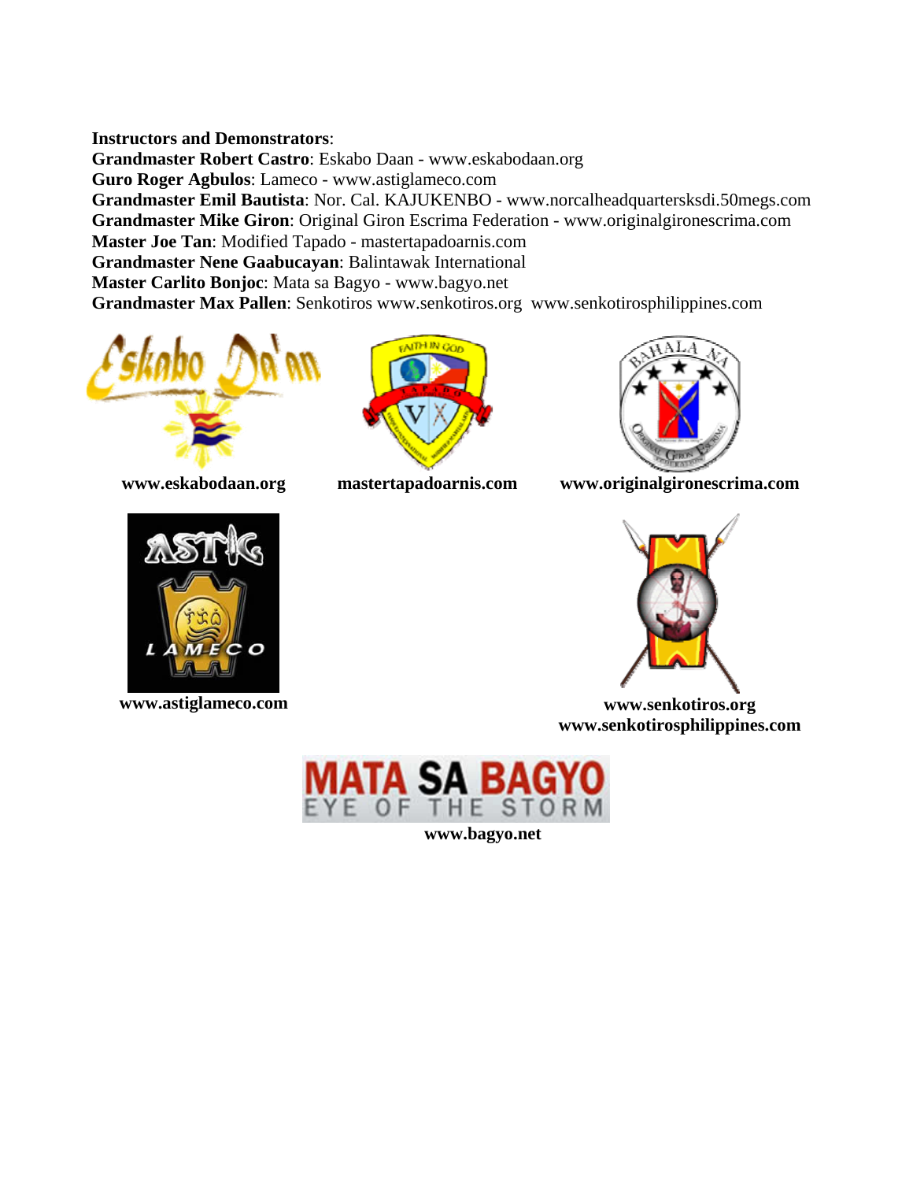**Instructors and Demonstrators**:
**Grandmaster Robert Castro**: Eskabo Daan - www.eskabodaan.org
**Guro Roger Agbulos**: Lameco - www.astiglameco.com
**Grandmaster Emil Bautista**: Nor. Cal. KAJUKENBO - www.norcalheadquartersksdi.50megs.com
**Grandmaster Mike Giron**: Original Giron Escrima Federation - www.originalgironescrima.com
**Master Joe Tan**: Modified Tapado - mastertapadoarnis.com
**Grandmaster Nene Gaabucayan**: Balintawak International
**Master Carlito Bonjoc**: Mata sa Bagyo - www.bagyo.net
**Grandmaster Max Pallen**: Senkotiros www.senkotiros.org www.senkotirosphilippines.com

**www.eskabodaan.org**

**mastertapadoarnis.com**

**www.originalgironescrima.com**

**www.astiglameco.com**

**www.senkotiros.org**
**www.senkotirosphilippines.com**

**www.bagyo.net**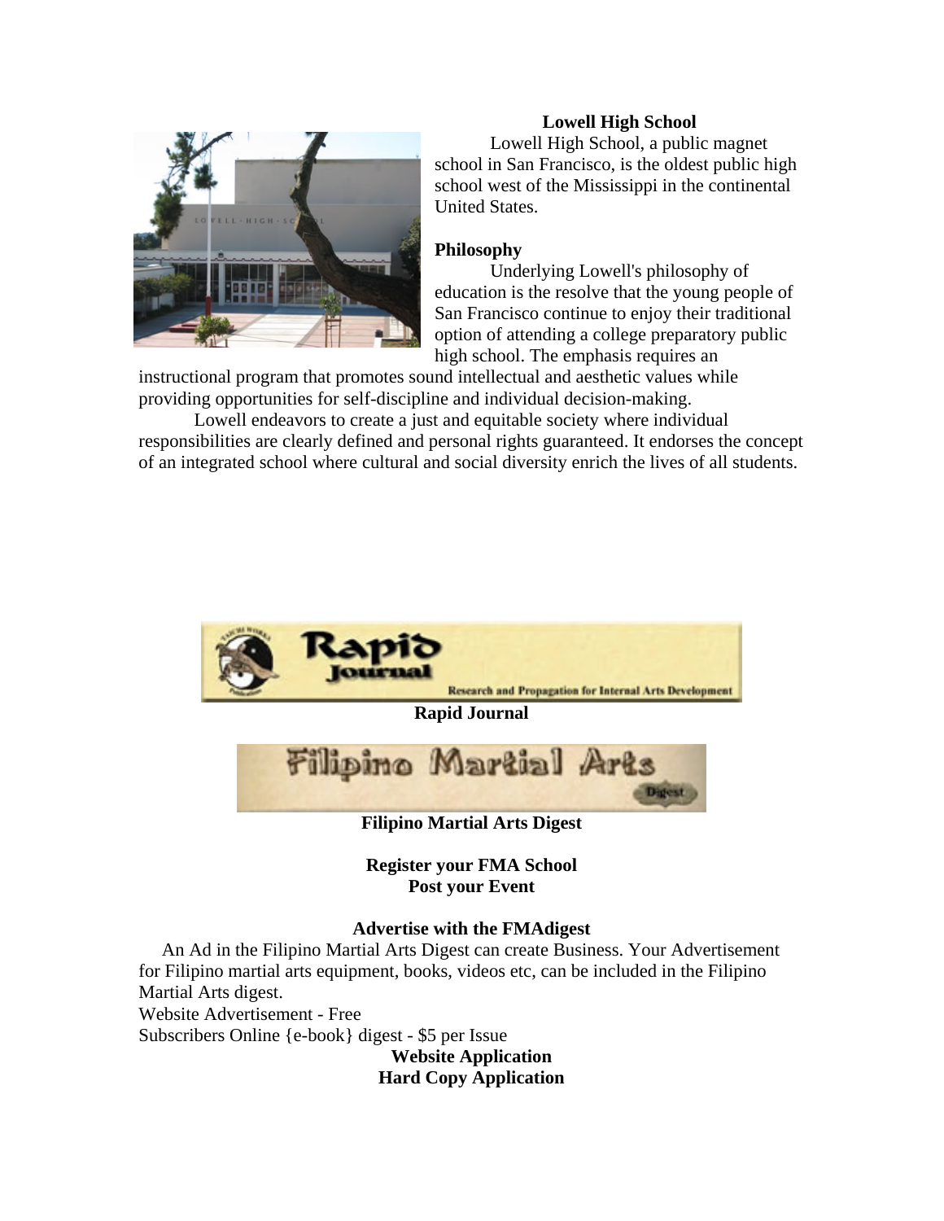**Lowell High School**

Lowell High School, a public magnet school in San Francisco, is the oldest public high school west of the Mississippi in the continental United States.

**Philosophy**

Underlying Lowell's philosophy of education is the resolve that the young people of San Francisco continue to enjoy their traditional option of attending a college preparatory public high school. The emphasis requires an instructional program that promotes sound intellectual and aesthetic values while providing opportunities for self-discipline and individual decision-making.

Lowell endeavors to create a just and equitable society where individual responsibilities are clearly defined and personal rights guaranteed. It endorses the concept of an integrated school where cultural and social diversity enrich the lives of all students.

**Rapid Journal**

**Filipino Martial Arts Digest**

**Register your FMA School**
**Post your Event**

**Advertise with the FMAdigest**

An Ad in the Filipino Martial Arts Digest can create Business. Your Advertisement for Filipino martial arts equipment, books, videos etc, can be included in the Filipino Martial Arts digest.

Website Advertisement - Free
Subscribers Online {e-book} digest - $5 per Issue

**Website Application**
**Hard Copy Application**